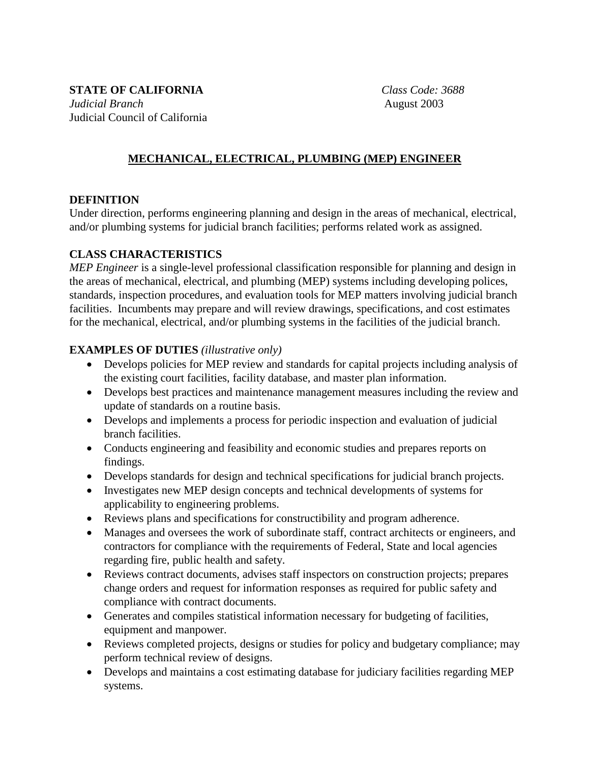**STATE OF CALIFORNIA** *Class Code: 3688*
*Judicial Branch* August 2003
Judicial Council of California

# MECHANICAL, ELECTRICAL, PLUMBING (MEP) ENGINEER

## DEFINITION

Under direction, performs engineering planning and design in the areas of mechanical, electrical, and/or plumbing systems for judicial branch facilities; performs related work as assigned.

## CLASS CHARACTERISTICS

*MEP Engineer* is a single-level professional classification responsible for planning and design in the areas of mechanical, electrical, and plumbing (MEP) systems including developing polices, standards, inspection procedures, and evaluation tools for MEP matters involving judicial branch facilities. Incumbents may prepare and will review drawings, specifications, and cost estimates for the mechanical, electrical, and/or plumbing systems in the facilities of the judicial branch.

## EXAMPLES OF DUTIES *(illustrative only)*

- Develops policies for MEP review and standards for capital projects including analysis of the existing court facilities, facility database, and master plan information.
- Develops best practices and maintenance management measures including the review and update of standards on a routine basis.
- Develops and implements a process for periodic inspection and evaluation of judicial branch facilities.
- Conducts engineering and feasibility and economic studies and prepares reports on findings.
- Develops standards for design and technical specifications for judicial branch projects.
- Investigates new MEP design concepts and technical developments of systems for applicability to engineering problems.
- Reviews plans and specifications for constructibility and program adherence.
- Manages and oversees the work of subordinate staff, contract architects or engineers, and contractors for compliance with the requirements of Federal, State and local agencies regarding fire, public health and safety.
- Reviews contract documents, advises staff inspectors on construction projects; prepares change orders and request for information responses as required for public safety and compliance with contract documents.
- Generates and compiles statistical information necessary for budgeting of facilities, equipment and manpower.
- Reviews completed projects, designs or studies for policy and budgetary compliance; may perform technical review of designs.
- Develops and maintains a cost estimating database for judiciary facilities regarding MEP systems.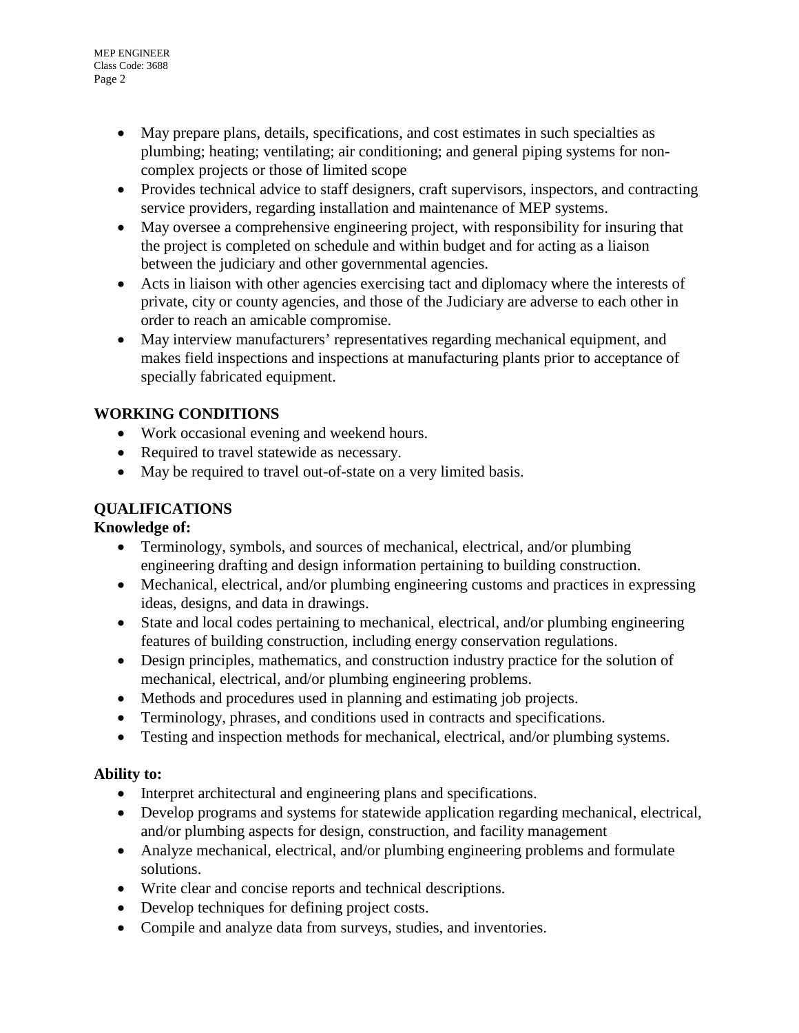- May prepare plans, details, specifications, and cost estimates in such specialties as plumbing; heating; ventilating; air conditioning; and general piping systems for non-complex projects or those of limited scope
- Provides technical advice to staff designers, craft supervisors, inspectors, and contracting service providers, regarding installation and maintenance of MEP systems.
- May oversee a comprehensive engineering project, with responsibility for insuring that the project is completed on schedule and within budget and for acting as a liaison between the judiciary and other governmental agencies.
- Acts in liaison with other agencies exercising tact and diplomacy where the interests of private, city or county agencies, and those of the Judiciary are adverse to each other in order to reach an amicable compromise.
- May interview manufacturers' representatives regarding mechanical equipment, and makes field inspections and inspections at manufacturing plants prior to acceptance of specially fabricated equipment.

## WORKING CONDITIONS

- Work occasional evening and weekend hours.
- Required to travel statewide as necessary.
- May be required to travel out-of-state on a very limited basis.

## QUALIFICATIONS

**Knowledge of:**

- Terminology, symbols, and sources of mechanical, electrical, and/or plumbing engineering drafting and design information pertaining to building construction.
- Mechanical, electrical, and/or plumbing engineering customs and practices in expressing ideas, designs, and data in drawings.
- State and local codes pertaining to mechanical, electrical, and/or plumbing engineering features of building construction, including energy conservation regulations.
- Design principles, mathematics, and construction industry practice for the solution of mechanical, electrical, and/or plumbing engineering problems.
- Methods and procedures used in planning and estimating job projects.
- Terminology, phrases, and conditions used in contracts and specifications.
- Testing and inspection methods for mechanical, electrical, and/or plumbing systems.

**Ability to:**

- Interpret architectural and engineering plans and specifications.
- Develop programs and systems for statewide application regarding mechanical, electrical, and/or plumbing aspects for design, construction, and facility management
- Analyze mechanical, electrical, and/or plumbing engineering problems and formulate solutions.
- Write clear and concise reports and technical descriptions.
- Develop techniques for defining project costs.
- Compile and analyze data from surveys, studies, and inventories.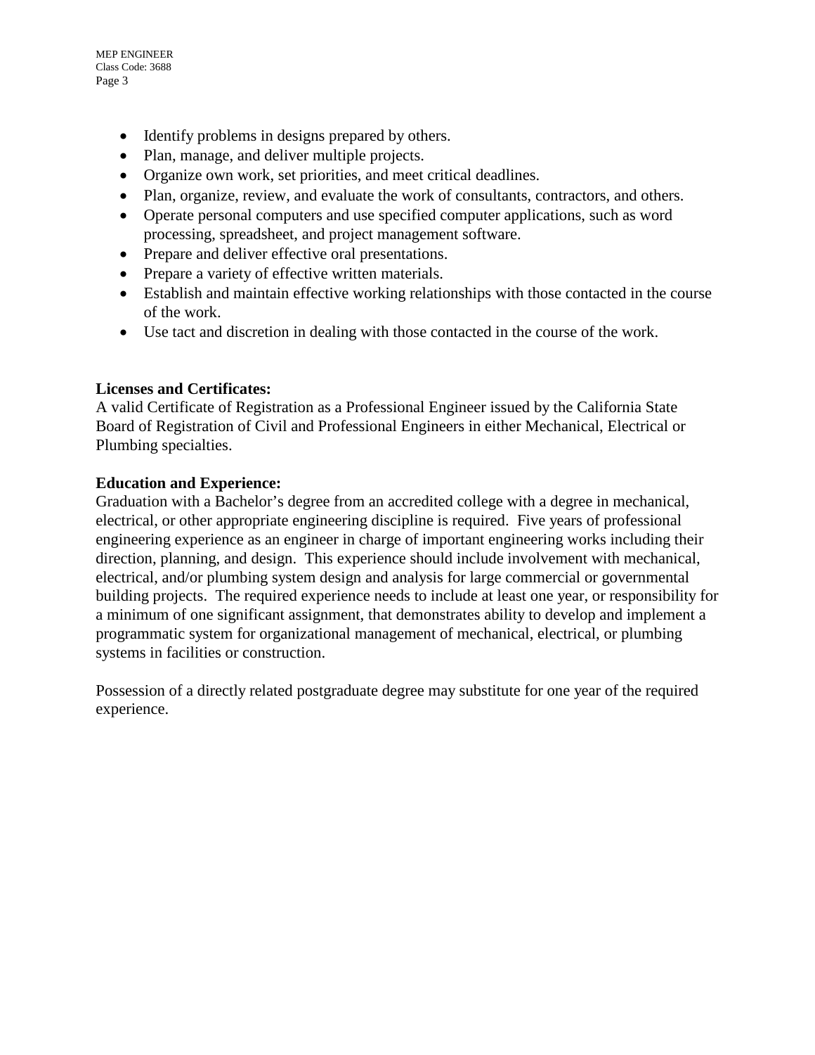- Identify problems in designs prepared by others.
- Plan, manage, and deliver multiple projects.
- Organize own work, set priorities, and meet critical deadlines.
- Plan, organize, review, and evaluate the work of consultants, contractors, and others.
- Operate personal computers and use specified computer applications, such as word processing, spreadsheet, and project management software.
- Prepare and deliver effective oral presentations.
- Prepare a variety of effective written materials.
- Establish and maintain effective working relationships with those contacted in the course of the work.
- Use tact and discretion in dealing with those contacted in the course of the work.

**Licenses and Certificates:**
A valid Certificate of Registration as a Professional Engineer issued by the California State Board of Registration of Civil and Professional Engineers in either Mechanical, Electrical or Plumbing specialties.

**Education and Experience:**
Graduation with a Bachelor's degree from an accredited college with a degree in mechanical, electrical, or other appropriate engineering discipline is required. Five years of professional engineering experience as an engineer in charge of important engineering works including their direction, planning, and design. This experience should include involvement with mechanical, electrical, and/or plumbing system design and analysis for large commercial or governmental building projects. The required experience needs to include at least one year, or responsibility for a minimum of one significant assignment, that demonstrates ability to develop and implement a programmatic system for organizational management of mechanical, electrical, or plumbing systems in facilities or construction.

Possession of a directly related postgraduate degree may substitute for one year of the required experience.